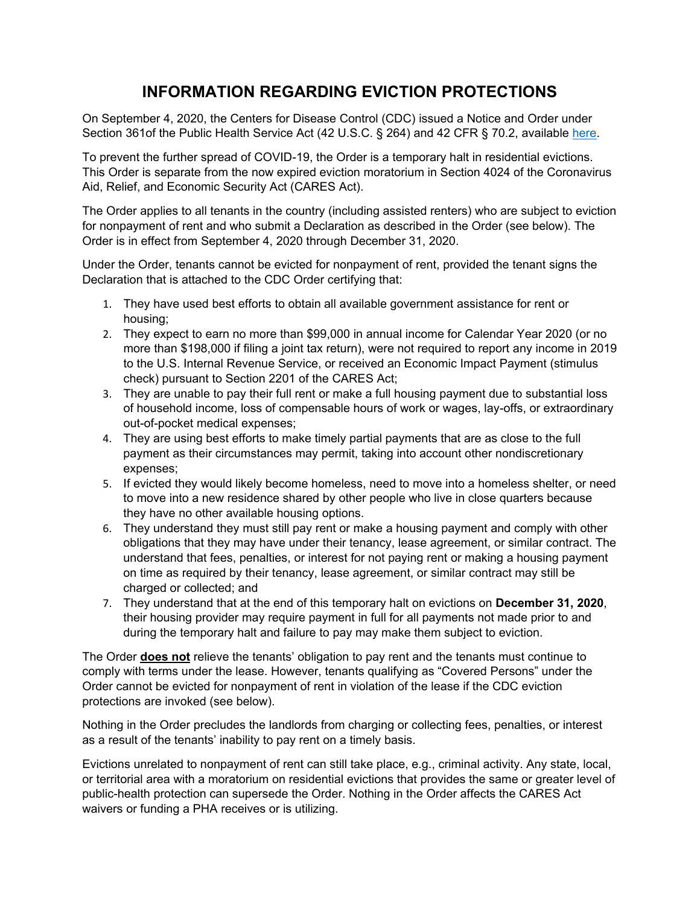# INFORMATION REGARDING EVICTION PROTECTIONS

On September 4, 2020, the Centers for Disease Control (CDC) issued a Notice and Order under Section 361of the Public Health Service Act (42 U.S.C. § 264) and 42 CFR § 70.2, available [here](#).

To prevent the further spread of COVID-19, the Order is a temporary halt in residential evictions. This Order is separate from the now expired eviction moratorium in Section 4024 of the Coronavirus Aid, Relief, and Economic Security Act (CARES Act).

The Order applies to all tenants in the country (including assisted renters) who are subject to eviction for nonpayment of rent and who submit a Declaration as described in the Order (see below). The Order is in effect from September 4, 2020 through December 31, 2020.

Under the Order, tenants cannot be evicted for nonpayment of rent, provided the tenant signs the Declaration that is attached to the CDC Order certifying that:

1. They have used best efforts to obtain all available government assistance for rent or housing;
2. They expect to earn no more than $99,000 in annual income for Calendar Year 2020 (or no more than $198,000 if filing a joint tax return), were not required to report any income in 2019 to the U.S. Internal Revenue Service, or received an Economic Impact Payment (stimulus check) pursuant to Section 2201 of the CARES Act;
3. They are unable to pay their full rent or make a full housing payment due to substantial loss of household income, loss of compensable hours of work or wages, lay-offs, or extraordinary out-of-pocket medical expenses;
4. They are using best efforts to make timely partial payments that are as close to the full payment as their circumstances may permit, taking into account other nondiscretionary expenses;
5. If evicted they would likely become homeless, need to move into a homeless shelter, or need to move into a new residence shared by other people who live in close quarters because they have no other available housing options.
6. They understand they must still pay rent or make a housing payment and comply with other obligations that they may have under their tenancy, lease agreement, or similar contract. The understand that fees, penalties, or interest for not paying rent or making a housing payment on time as required by their tenancy, lease agreement, or similar contract may still be charged or collected; and
7. They understand that at the end of this temporary halt on evictions on **December 31, 2020**, their housing provider may require payment in full for all payments not made prior to and during the temporary halt and failure to pay may make them subject to eviction.

The Order **does not** relieve the tenants' obligation to pay rent and the tenants must continue to comply with terms under the lease. However, tenants qualifying as "Covered Persons" under the Order cannot be evicted for nonpayment of rent in violation of the lease if the CDC eviction protections are invoked (see below).

Nothing in the Order precludes the landlords from charging or collecting fees, penalties, or interest as a result of the tenants' inability to pay rent on a timely basis.

Evictions unrelated to nonpayment of rent can still take place, e.g., criminal activity. Any state, local, or territorial area with a moratorium on residential evictions that provides the same or greater level of public-health protection can supersede the Order. Nothing in the Order affects the CARES Act waivers or funding a PHA receives or is utilizing.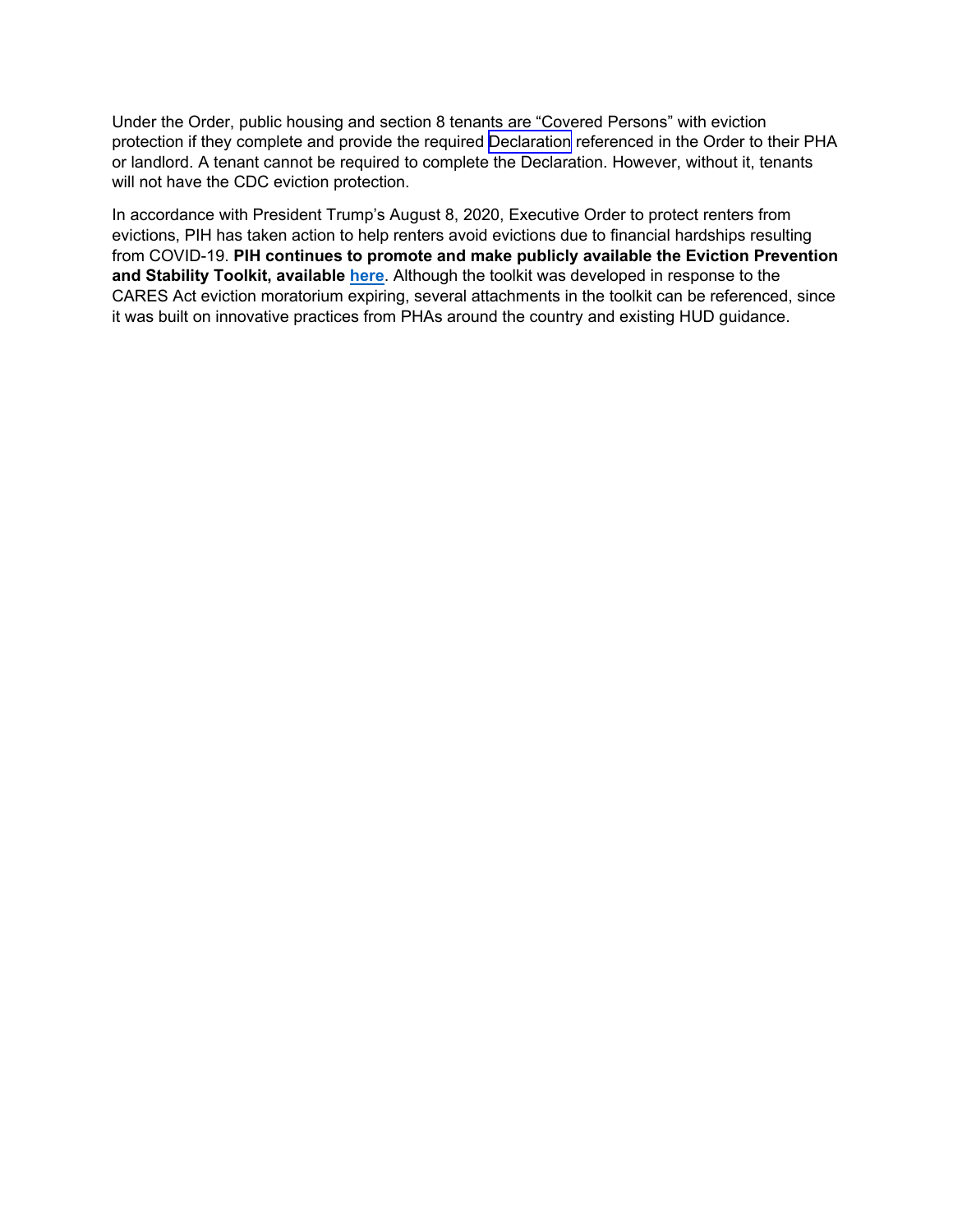Under the Order, public housing and section 8 tenants are "Covered Persons" with eviction protection if they complete and provide the required Declaration referenced in the Order to their PHA or landlord. A tenant cannot be required to complete the Declaration. However, without it, tenants will not have the CDC eviction protection.

In accordance with President Trump's August 8, 2020, Executive Order to protect renters from evictions, PIH has taken action to help renters avoid evictions due to financial hardships resulting from COVID-19. **PIH continues to promote and make publicly available the Eviction Prevention and Stability Toolkit, available here**. Although the toolkit was developed in response to the CARES Act eviction moratorium expiring, several attachments in the toolkit can be referenced, since it was built on innovative practices from PHAs around the country and existing HUD guidance.